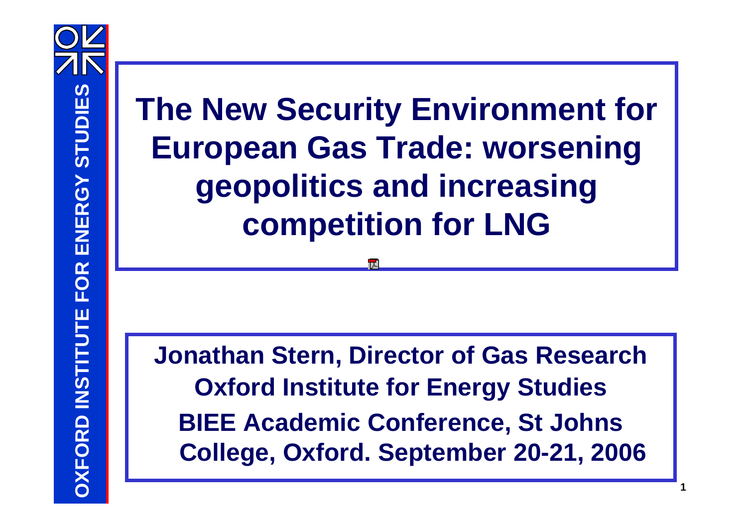# The New Security Environment for European Gas Trade: worsening geopolitics and increasing competition for LNG

**Jonathan Stern, Director of Gas Research**
**Oxford Institute for Energy Studies**
**BIEE Academic Conference, St Johns College, Oxford. September 20-21, 2006**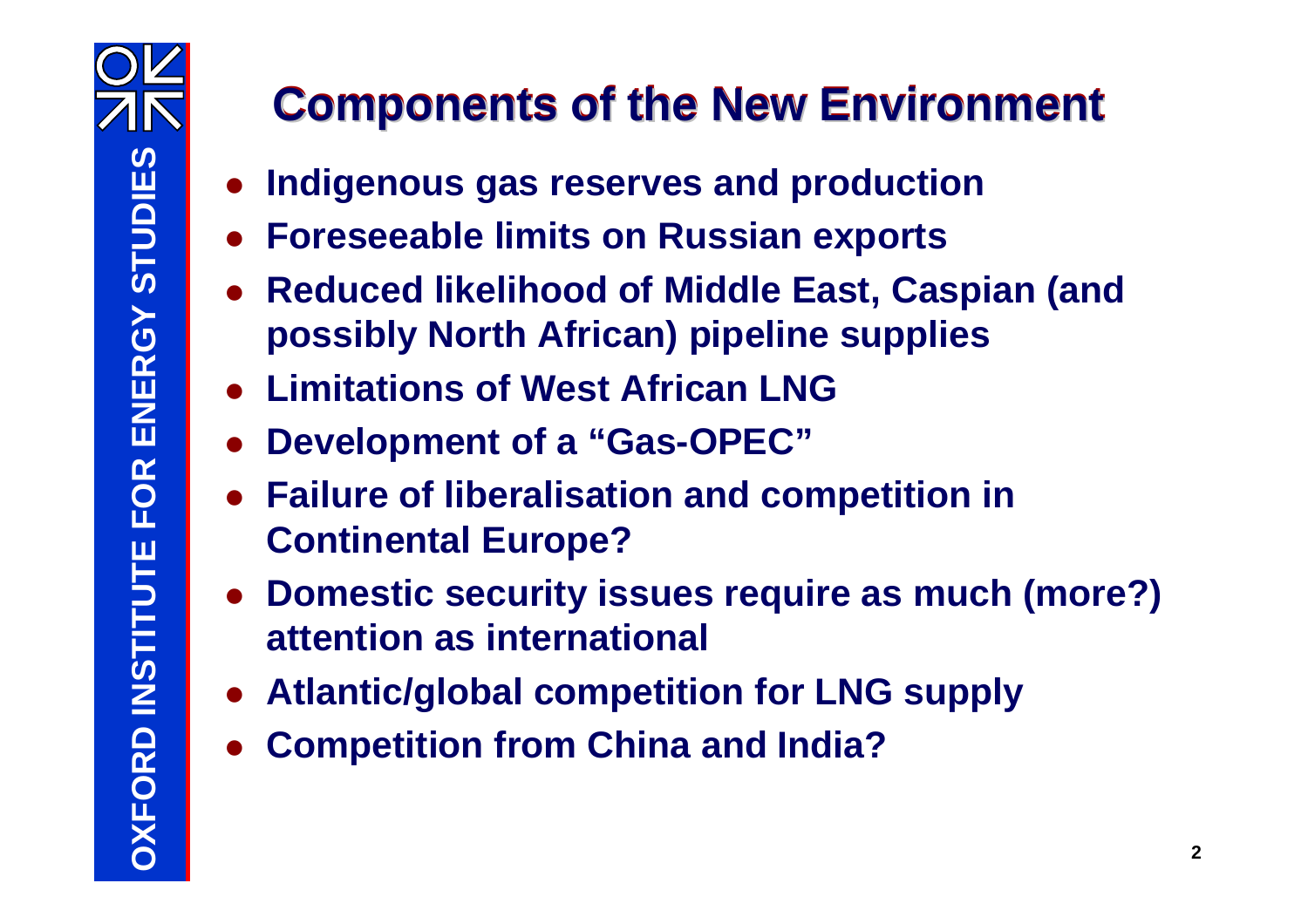# Components of the New Environment

- Indigenous gas reserves and production
- Foreseeable limits on Russian exports
- Reduced likelihood of Middle East, Caspian (and possibly North African) pipeline supplies
- Limitations of West African LNG
- Development of a "Gas-OPEC"
- Failure of liberalisation and competition in Continental Europe?
- Domestic security issues require as much (more?) attention as international
- Atlantic/global competition for LNG supply
- Competition from China and India?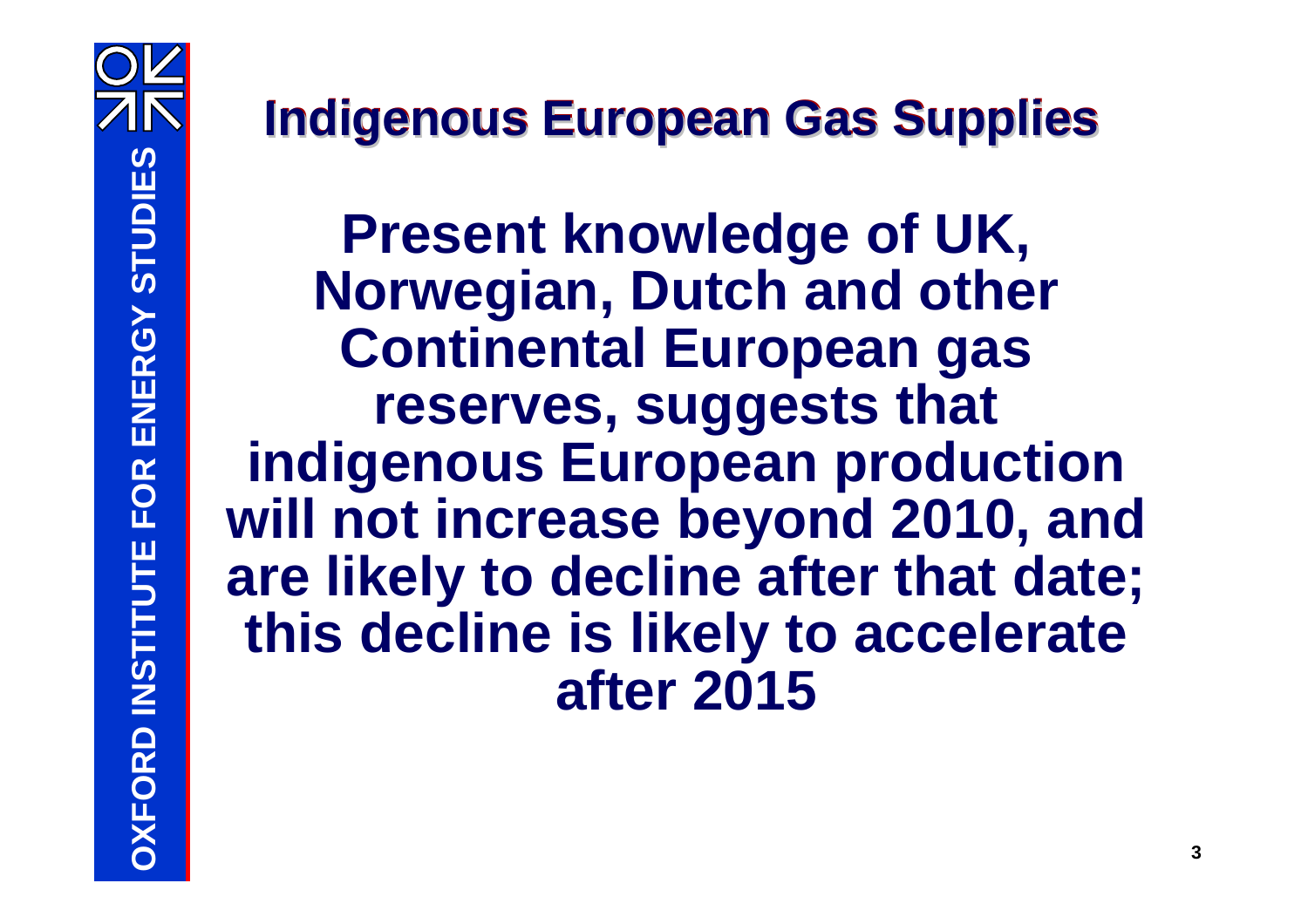# Indigenous European Gas Supplies

**Present knowledge of UK, Norwegian, Dutch and other Continental European gas reserves, suggests that indigenous European production will not increase beyond 2010, and are likely to decline after that date; this decline is likely to accelerate after 2015**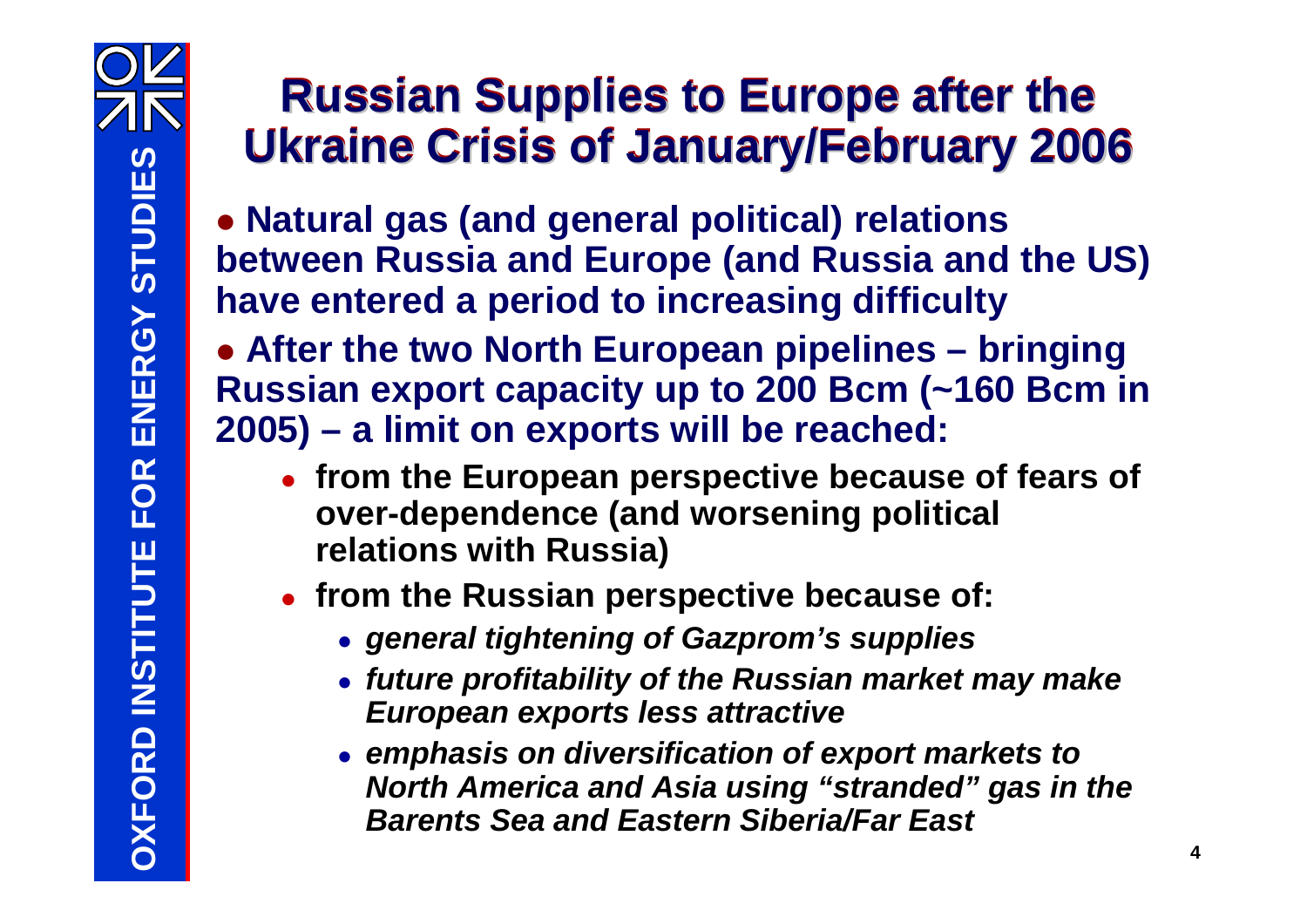# Russian Supplies to Europe after the Ukraine Crisis of January/February 2006

- **Natural gas (and general political) relations between Russia and Europe (and Russia and the US) have entered a period to increasing difficulty**
- **After the two North European pipelines – bringing Russian export capacity up to 200 Bcm (~160 Bcm in 2005) – a limit on exports will be reached:**
  - **from the European perspective because of fears of over-dependence (and worsening political relations with Russia)**
  - **from the Russian perspective because of:**
    - ***general tightening of Gazprom's supplies***
    - ***future profitability of the Russian market may make European exports less attractive***
    - ***emphasis on diversification of export markets to North America and Asia using "stranded" gas in the Barents Sea and Eastern Siberia/Far East***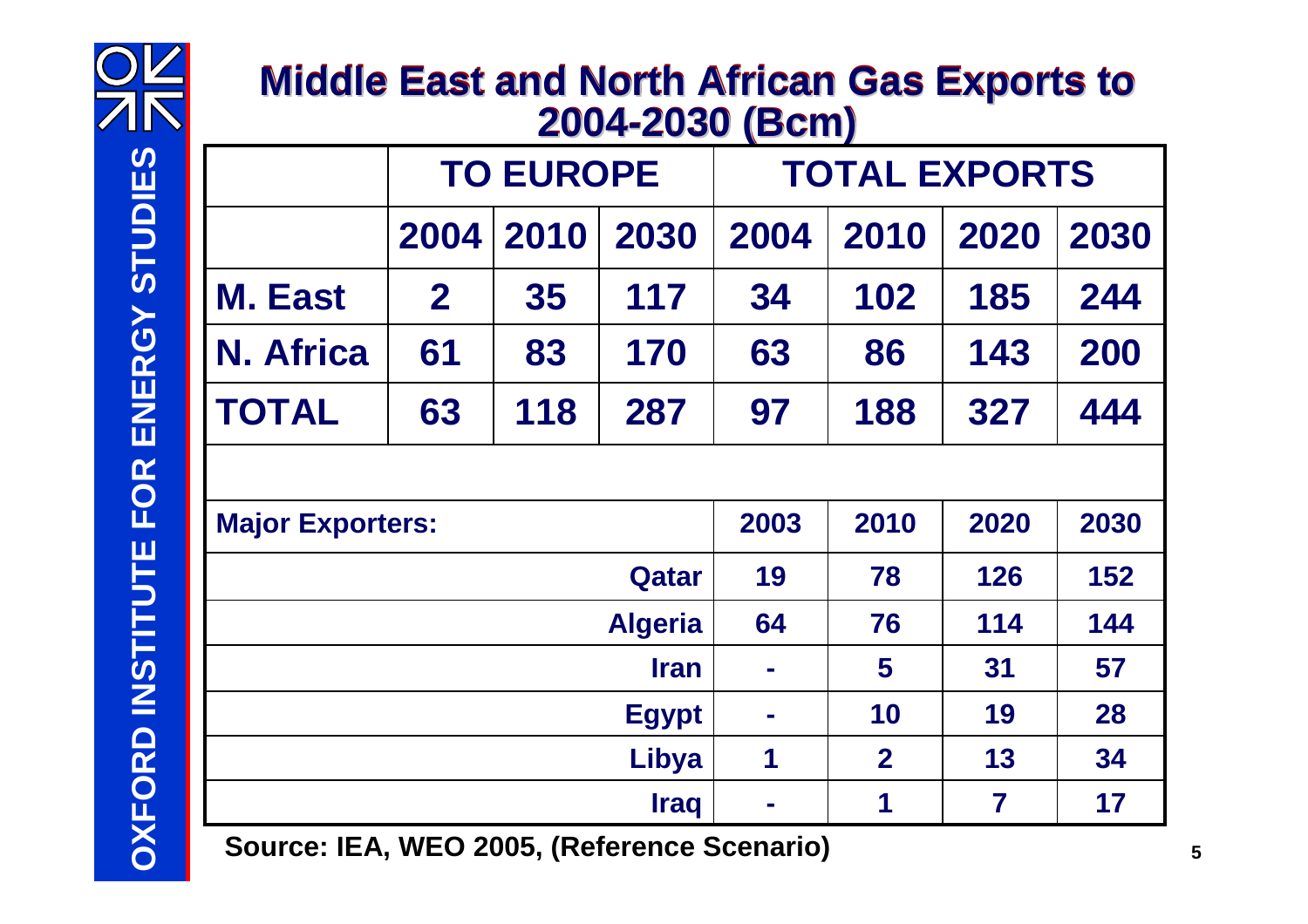# Middle East and North African Gas Exports to 2004-2030 (Bcm)

| | TO EUROPE | | | TOTAL EXPORTS | | | |
|---|---|---|---|---|---|---|---|
| | 2004 | 2010 | 2030 | 2004 | 2010 | 2020 | 2030 |
| **M. East** | 2 | 35 | 117 | 34 | 102 | 185 | 244 |
| **N. Africa** | 61 | 83 | 170 | 63 | 86 | 143 | 200 |
| **TOTAL** | 63 | 118 | 287 | 97 | 188 | 327 | 444 |
| | | | | | | | |
| **Major Exporters:** | | | | 2003 | 2010 | 2020 | 2030 |
| | | | Qatar | 19 | 78 | 126 | 152 |
| | | | Algeria | 64 | 76 | 114 | 144 |
| | | | Iran | - | 5 | 31 | 57 |
| | | | Egypt | - | 10 | 19 | 28 |
| | | | Libya | 1 | 2 | 13 | 34 |
| | | | Iraq | - | 1 | 7 | 17 |

Source: IEA, WEO 2005, (Reference Scenario)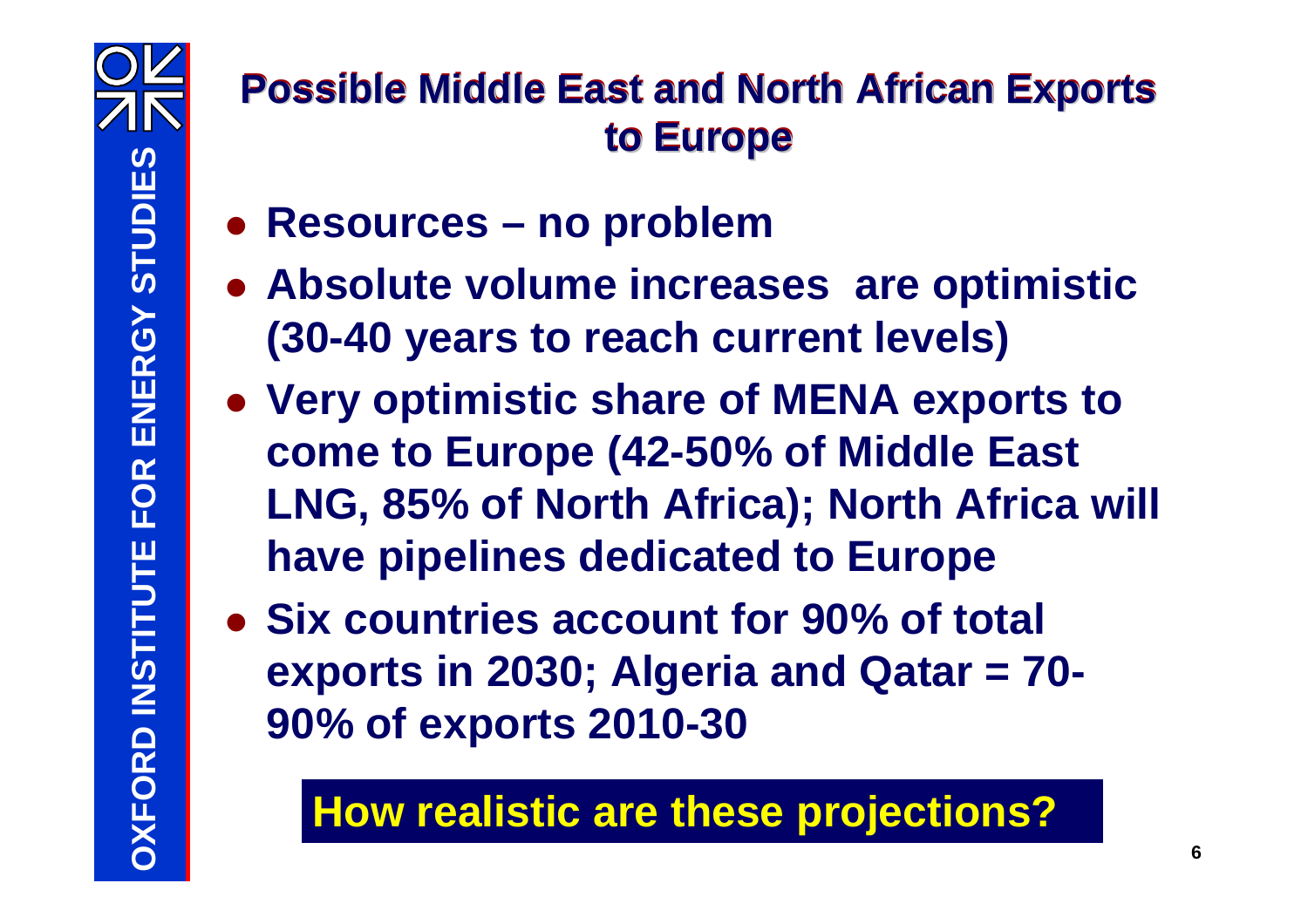# Possible Middle East and North African Exports to Europe

- **Resources – no problem**
- **Absolute volume increases are optimistic (30-40 years to reach current levels)**
- **Very optimistic share of MENA exports to come to Europe (42-50% of Middle East LNG, 85% of North Africa); North Africa will have pipelines dedicated to Europe**
- **Six countries account for 90% of total exports in 2030; Algeria and Qatar = 70-90% of exports 2010-30**

**How realistic are these projections?**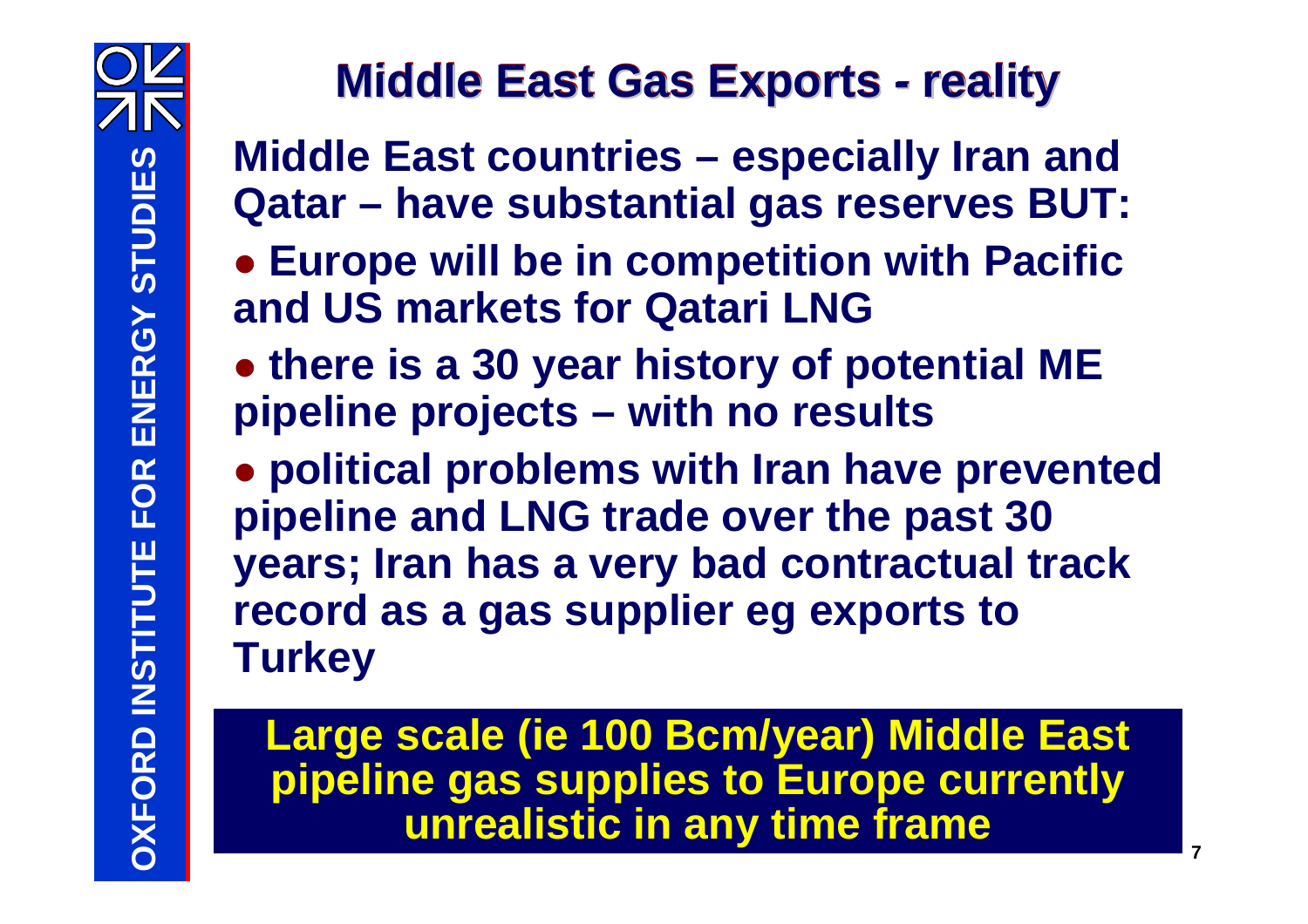# Middle East Gas Exports - reality

**Middle East countries – especially Iran and Qatar – have substantial gas reserves BUT:**

- **Europe will be in competition with Pacific and US markets for Qatari LNG**
- **there is a 30 year history of potential ME pipeline projects – with no results**
- **political problems with Iran have prevented pipeline and LNG trade over the past 30 years; Iran has a very bad contractual track record as a gas supplier eg exports to Turkey**

**Large scale (ie 100 Bcm/year) Middle East pipeline gas supplies to Europe currently unrealistic in any time frame**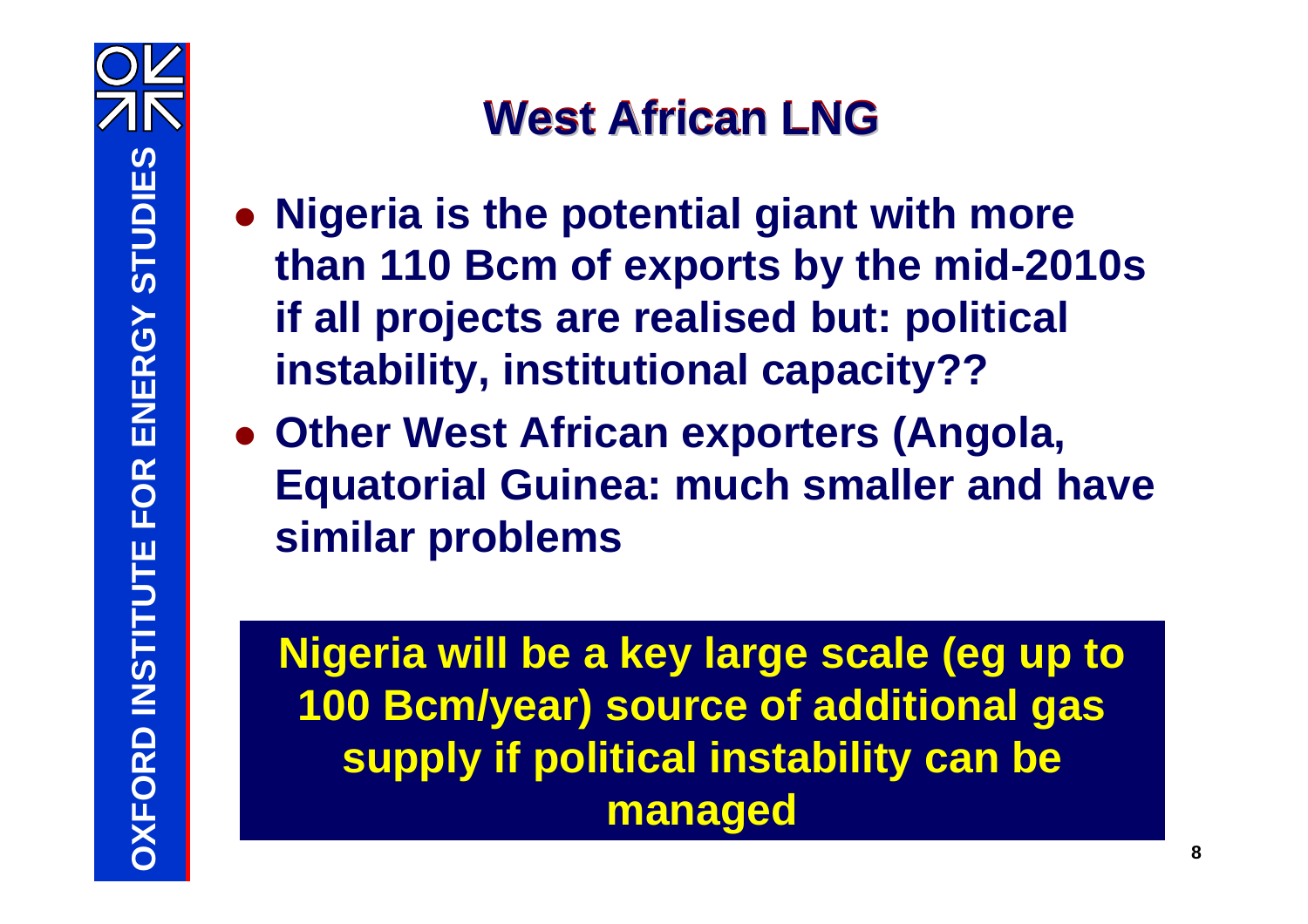# West African LNG

- **Nigeria is the potential giant with more than 110 Bcm of exports by the mid-2010s if all projects are realised but: political instability, institutional capacity??**
- **Other West African exporters (Angola, Equatorial Guinea: much smaller and have similar problems**

**Nigeria will be a key large scale (eg up to 100 Bcm/year) source of additional gas supply if political instability can be managed**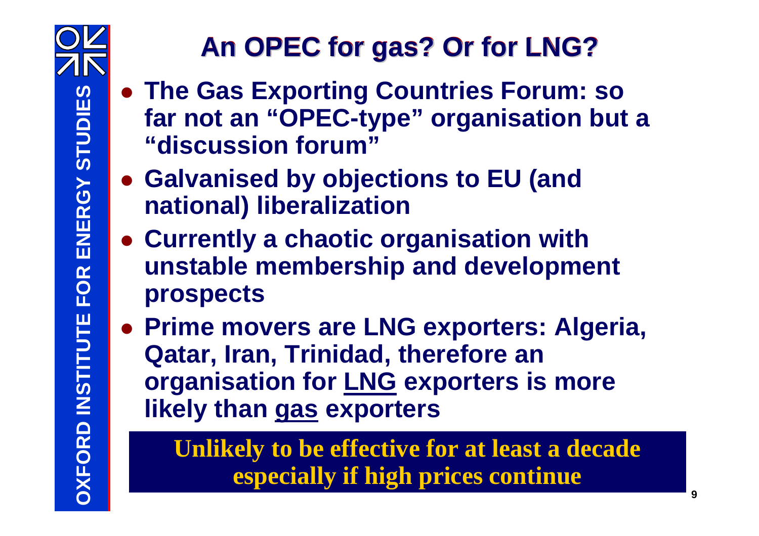# An OPEC for gas? Or for LNG?

- **The Gas Exporting Countries Forum: so far not an "OPEC-type" organisation but a "discussion forum"**
- **Galvanised by objections to EU (and national) liberalization**
- **Currently a chaotic organisation with unstable membership and development prospects**
- **Prime movers are LNG exporters: Algeria, Qatar, Iran, Trinidad, therefore an organisation for <u>LNG</u> exporters is more likely than <u>gas</u> exporters**

**Unlikely to be effective for at least a decade especially if high prices continue**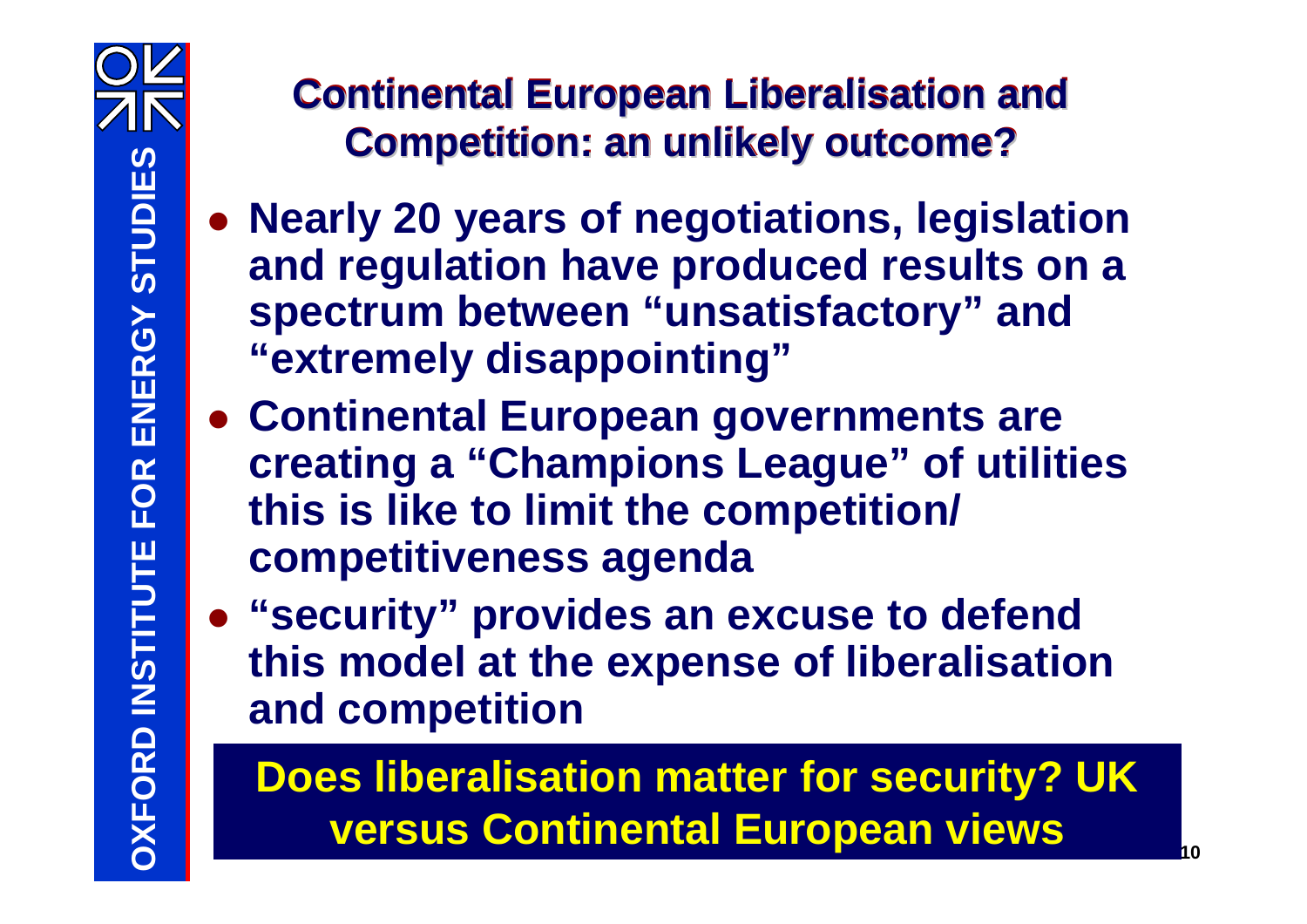# Continental European Liberalisation and Competition: an unlikely outcome?

- Nearly 20 years of negotiations, legislation and regulation have produced results on a spectrum between "unsatisfactory" and "extremely disappointing"
- Continental European governments are creating a "Champions League" of utilities this is like to limit the competition/ competitiveness agenda
- "security" provides an excuse to defend this model at the expense of liberalisation and competition

**Does liberalisation matter for security? UK versus Continental European views**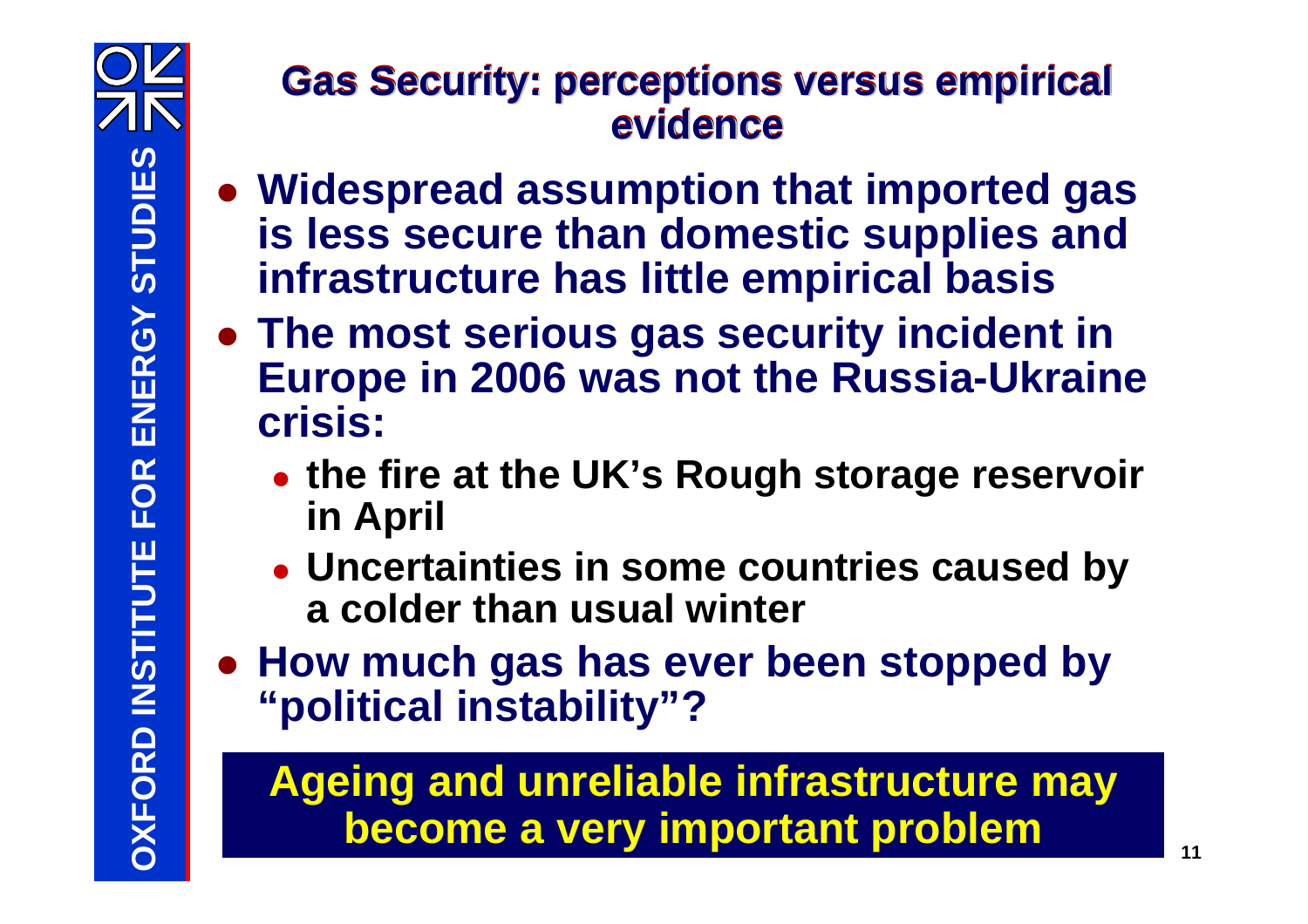## Gas Security: perceptions versus empirical evidence

- **Widespread assumption that imported gas is less secure than domestic supplies and infrastructure has little empirical basis**
- **The most serious gas security incident in Europe in 2006 was not the Russia-Ukraine crisis:**
  - **the fire at the UK's Rough storage reservoir in April**
  - **Uncertainties in some countries caused by a colder than usual winter**
- **How much gas has ever been stopped by "political instability"?**

**Ageing and unreliable infrastructure may become a very important problem**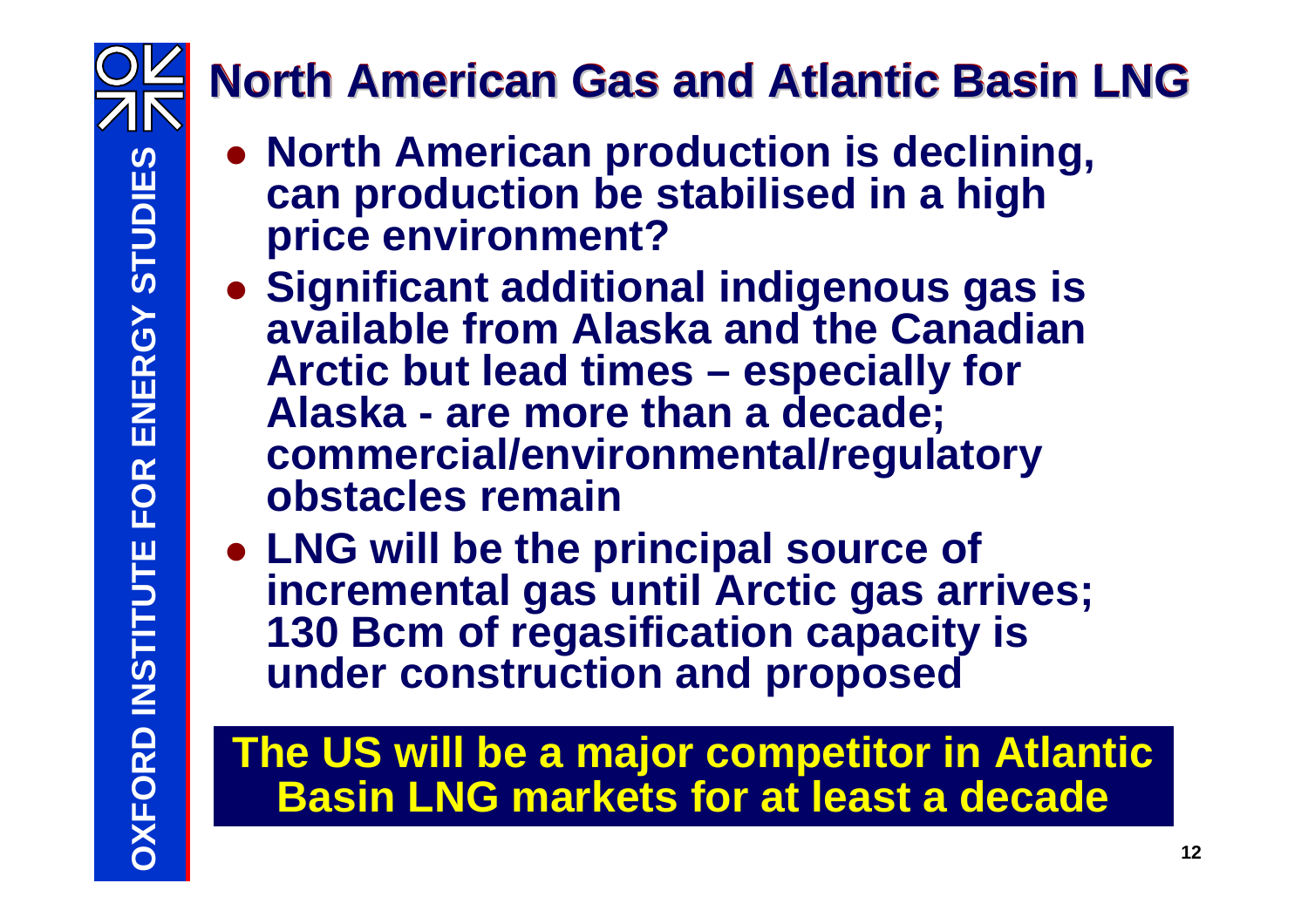# North American Gas and Atlantic Basin LNG

- **North American production is declining, can production be stabilised in a high price environment?**
- **Significant additional indigenous gas is available from Alaska and the Canadian Arctic but lead times – especially for Alaska - are more than a decade; commercial/environmental/regulatory obstacles remain**
- **LNG will be the principal source of incremental gas until Arctic gas arrives; 130 Bcm of regasification capacity is under construction and proposed**

**The US will be a major competitor in Atlantic Basin LNG markets for at least a decade**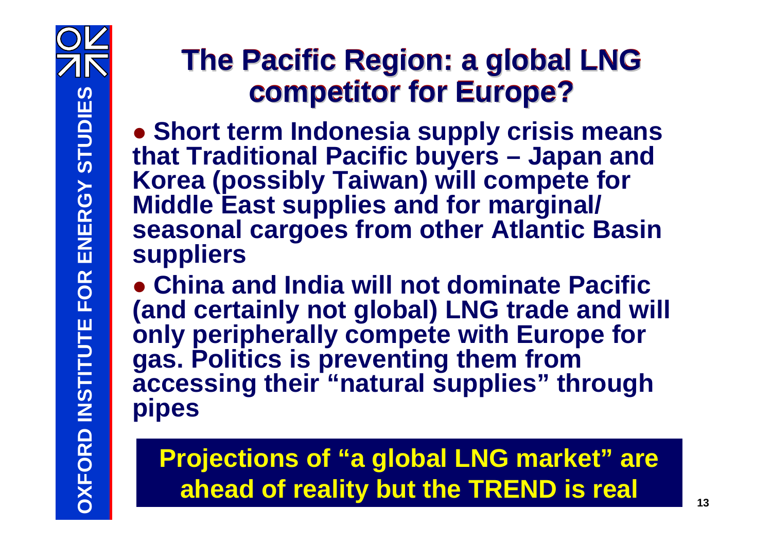# The Pacific Region: a global LNG competitor for Europe?

- **Short term Indonesia supply crisis means that Traditional Pacific buyers – Japan and Korea (possibly Taiwan) will compete for Middle East supplies and for marginal/ seasonal cargoes from other Atlantic Basin suppliers**
- **China and India will not dominate Pacific (and certainly not global) LNG trade and will only peripherally compete with Europe for gas. Politics is preventing them from accessing their "natural supplies" through pipes**

**Projections of "a global LNG market" are ahead of reality but the TREND is real**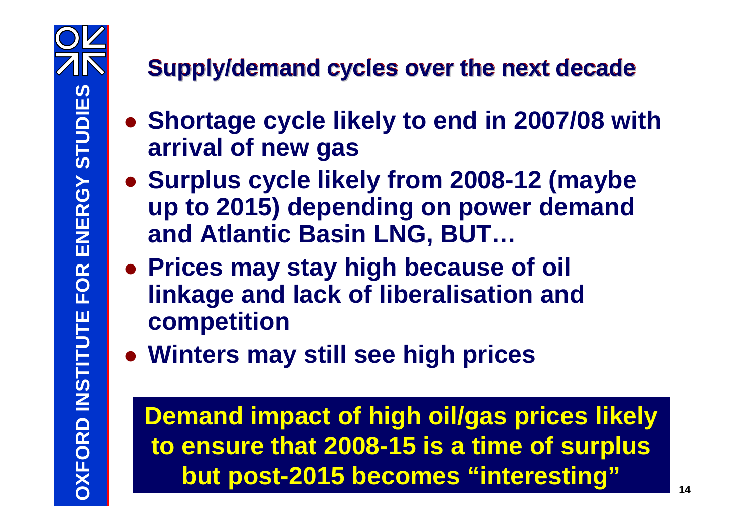## Supply/demand cycles over the next decade

- **Shortage cycle likely to end in 2007/08 with arrival of new gas**
- **Surplus cycle likely from 2008-12 (maybe up to 2015) depending on power demand and Atlantic Basin LNG, BUT…**
- **Prices may stay high because of oil linkage and lack of liberalisation and competition**
- **Winters may still see high prices**

**Demand impact of high oil/gas prices likely to ensure that 2008-15 is a time of surplus but post-2015 becomes "interesting"**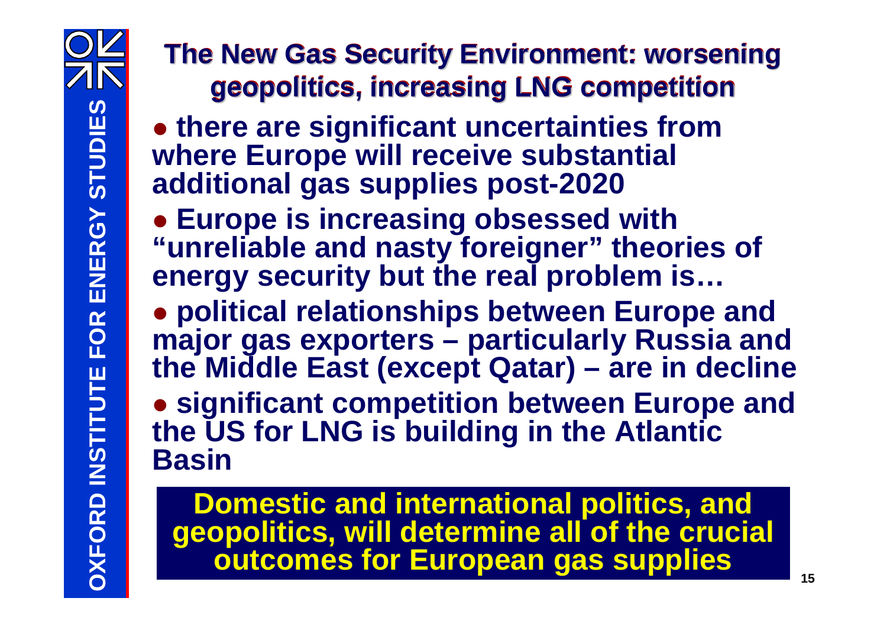# The New Gas Security Environment: worsening geopolitics, increasing LNG competition

- **there are significant uncertainties from where Europe will receive substantial additional gas supplies post-2020**
- **Europe is increasing obsessed with "unreliable and nasty foreigner" theories of energy security but the real problem is…**
- **political relationships between Europe and major gas exporters – particularly Russia and the Middle East (except Qatar) – are in decline**
- **significant competition between Europe and the US for LNG is building in the Atlantic Basin**

**Domestic and international politics, and geopolitics, will determine all of the crucial outcomes for European gas supplies**